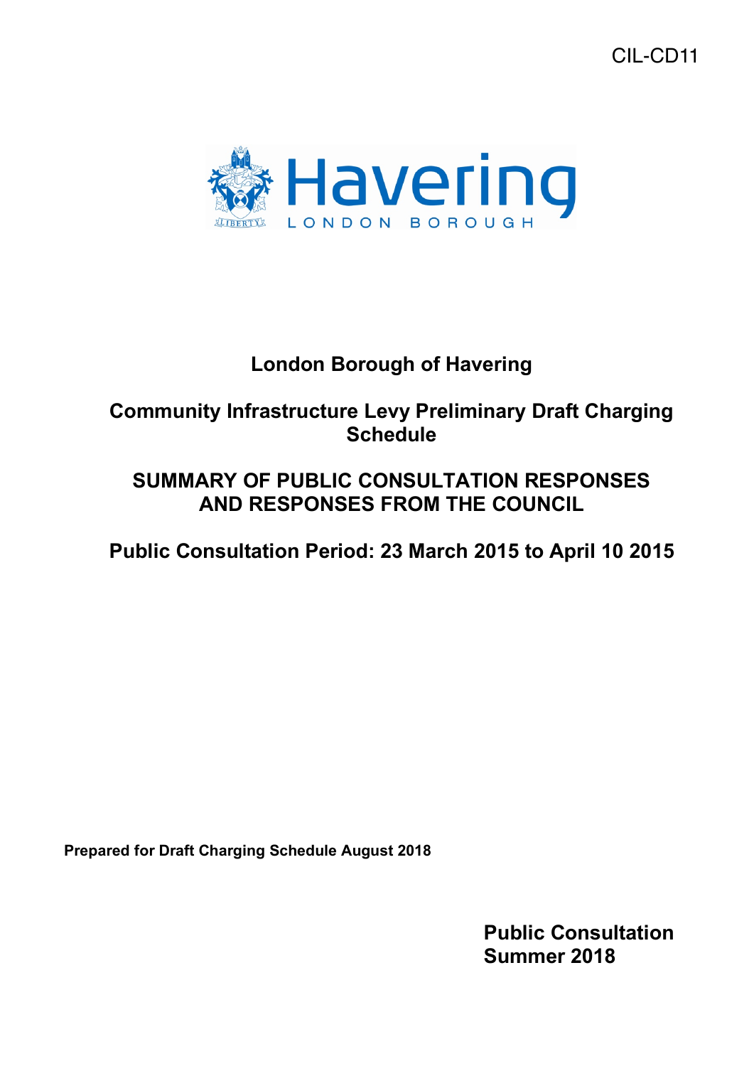CIL-CD11

Havering
LONDON BOROUGH

# London Borough of Havering

## Community Infrastructure Levy Preliminary Draft Charging Schedule

## SUMMARY OF PUBLIC CONSULTATION RESPONSES AND RESPONSES FROM THE COUNCIL

## Public Consultation Period: 23 March 2015 to April 10 2015

**Prepared for Draft Charging Schedule August 2018**

**Public Consultation Summer 2018**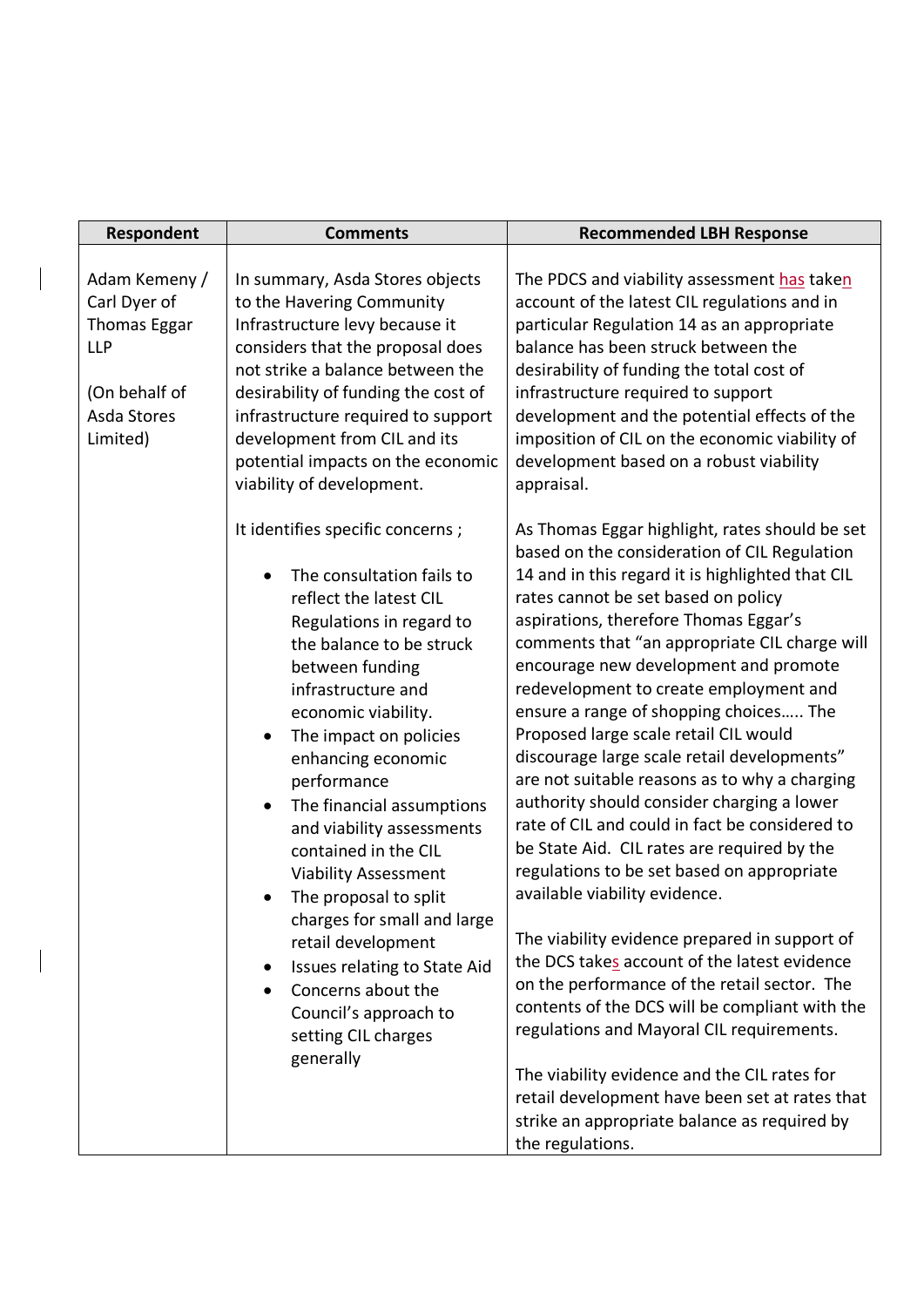| Respondent | Comments | Recommended LBH Response |
|---|---|---|
| Adam Kemeny / Carl Dyer of Thomas Eggar LLP<br><br>(On behalf of Asda Stores Limited) | In summary, Asda Stores objects to the Havering Community Infrastructure levy because it considers that the proposal does not strike a balance between the desirability of funding the cost of infrastructure required to support development from CIL and its potential impacts on the economic viability of development.<br><br>It identifies specific concerns ;<br><br>• The consultation fails to reflect the latest CIL Regulations in regard to the balance to be struck between funding infrastructure and economic viability.<br>• The impact on policies enhancing economic performance<br>• The financial assumptions and viability assessments contained in the CIL Viability Assessment<br>• The proposal to split charges for small and large retail development<br>• Issues relating to State Aid<br>• Concerns about the Council's approach to setting CIL charges generally | The PDCS and viability assessment has taken account of the latest CIL regulations and in particular Regulation 14 as an appropriate balance has been struck between the desirability of funding the total cost of infrastructure required to support development and the potential effects of the imposition of CIL on the economic viability of development based on a robust viability appraisal.<br><br>As Thomas Eggar highlight, rates should be set based on the consideration of CIL Regulation 14 and in this regard it is highlighted that CIL rates cannot be set based on policy aspirations, therefore Thomas Eggar's comments that "an appropriate CIL charge will encourage new development and promote redevelopment to create employment and ensure a range of shopping choices….. The Proposed large scale retail CIL would discourage large scale retail developments" are not suitable reasons as to why a charging authority should consider charging a lower rate of CIL and could in fact be considered to be State Aid. CIL rates are required by the regulations to be set based on appropriate available viability evidence.<br><br>The viability evidence prepared in support of the DCS takes account of the latest evidence on the performance of the retail sector. The contents of the DCS will be compliant with the regulations and Mayoral CIL requirements.<br><br>The viability evidence and the CIL rates for retail development have been set at rates that strike an appropriate balance as required by the regulations. |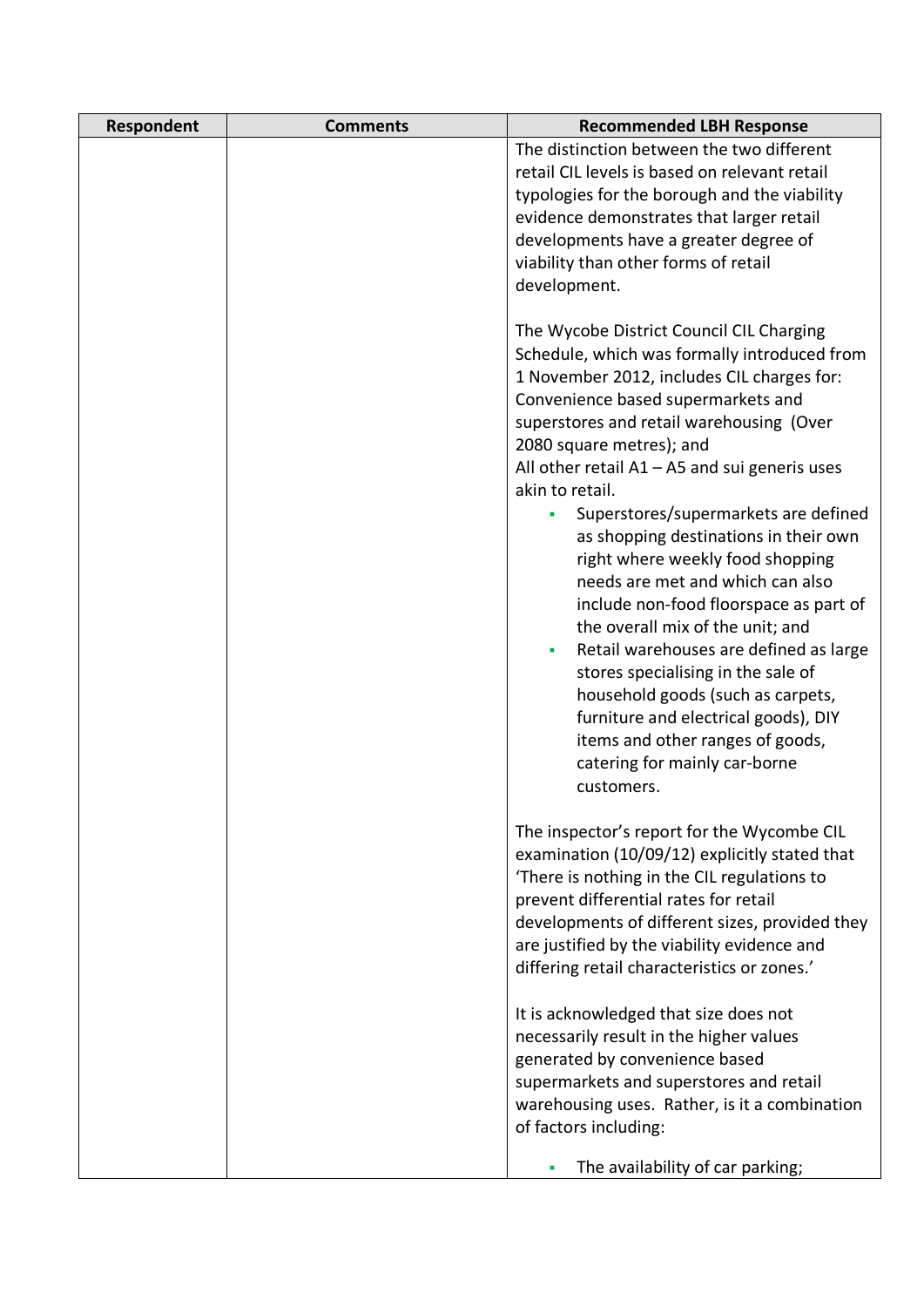| Respondent | Comments | Recommended LBH Response |
|---|---|---|
| | | The distinction between the two different retail CIL levels is based on relevant retail typologies for the borough and the viability evidence demonstrates that larger retail developments have a greater degree of viability than other forms of retail development.<br><br>The Wycobe District Council CIL Charging Schedule, which was formally introduced from 1 November 2012, includes CIL charges for: Convenience based supermarkets and superstores and retail warehousing (Over 2080 square metres); and All other retail A1 – A5 and sui generis uses akin to retail.<br>- Superstores/supermarkets are defined as shopping destinations in their own right where weekly food shopping needs are met and which can also include non-food floorspace as part of the overall mix of the unit; and<br>- Retail warehouses are defined as large stores specialising in the sale of household goods (such as carpets, furniture and electrical goods), DIY items and other ranges of goods, catering for mainly car-borne customers.<br><br>The inspector's report for the Wycombe CIL examination (10/09/12) explicitly stated that 'There is nothing in the CIL regulations to prevent differential rates for retail developments of different sizes, provided they are justified by the viability evidence and differing retail characteristics or zones.'<br><br>It is acknowledged that size does not necessarily result in the higher values generated by convenience based supermarkets and superstores and retail warehousing uses. Rather, is it a combination of factors including:<br>- The availability of car parking; |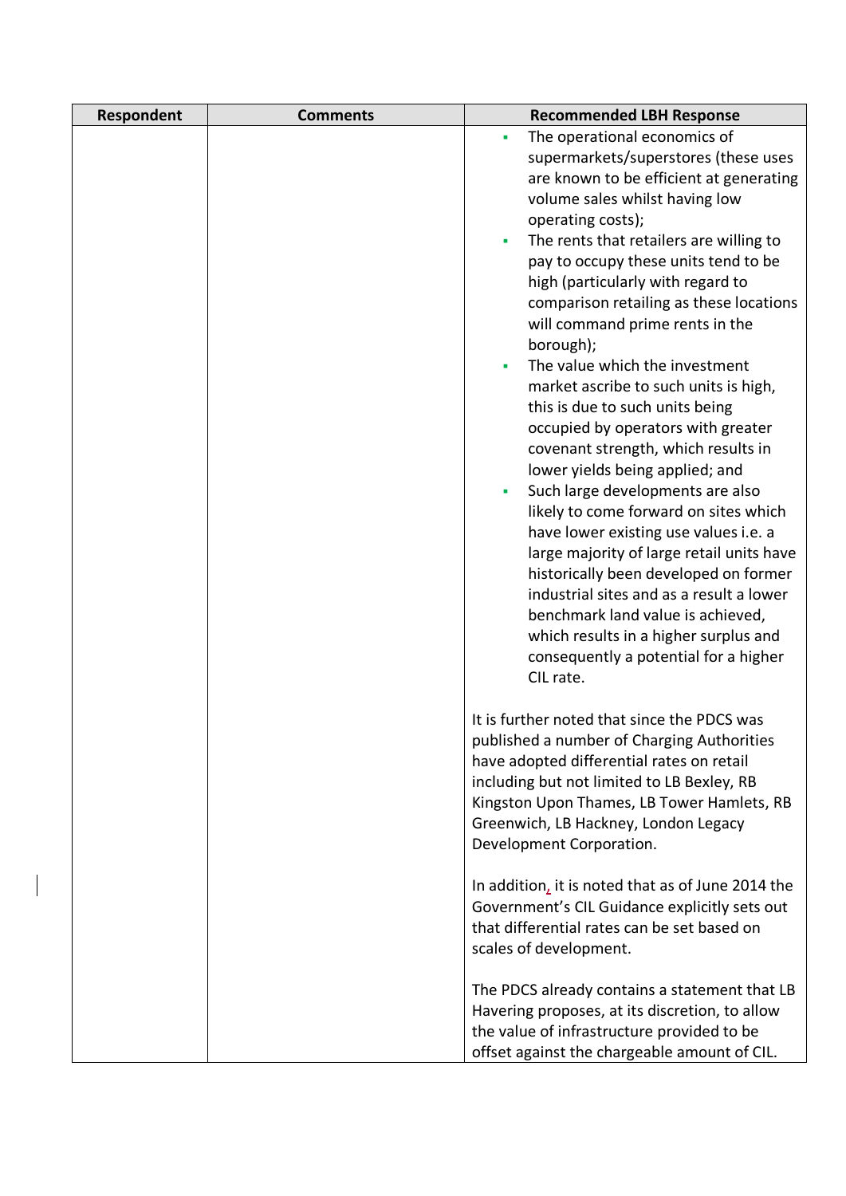| Respondent | Comments | Recommended LBH Response |
| --- | --- | --- |
| | | ▪ The operational economics of supermarkets/superstores (these uses are known to be efficient at generating volume sales whilst having low operating costs);<br>▪ The rents that retailers are willing to pay to occupy these units tend to be high (particularly with regard to comparison retailing as these locations will command prime rents in the borough);<br>▪ The value which the investment market ascribe to such units is high, this is due to such units being occupied by operators with greater covenant strength, which results in lower yields being applied; and<br>▪ Such large developments are also likely to come forward on sites which have lower existing use values i.e. a large majority of large retail units have historically been developed on former industrial sites and as a result a lower benchmark land value is achieved, which results in a higher surplus and consequently a potential for a higher CIL rate.<br><br>It is further noted that since the PDCS was published a number of Charging Authorities have adopted differential rates on retail including but not limited to LB Bexley, RB Kingston Upon Thames, LB Tower Hamlets, RB Greenwich, LB Hackney, London Legacy Development Corporation.<br><br>In addition, it is noted that as of June 2014 the Government's CIL Guidance explicitly sets out that differential rates can be set based on scales of development.<br><br>The PDCS already contains a statement that LB Havering proposes, at its discretion, to allow the value of infrastructure provided to be offset against the chargeable amount of CIL. |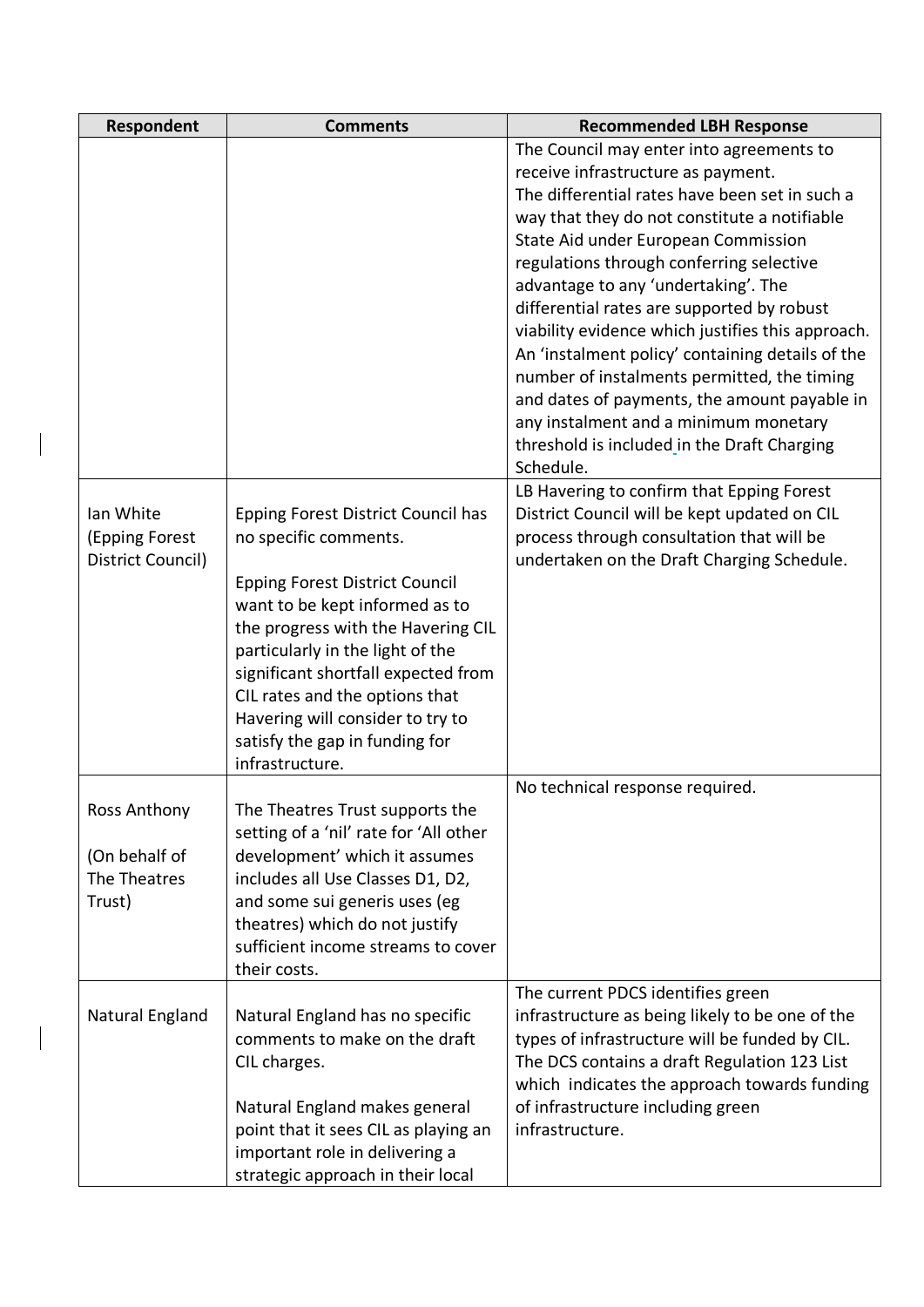| Respondent | Comments | Recommended LBH Response |
|---|---|---|
| | | The Council may enter into agreements to receive infrastructure as payment.<br>The differential rates have been set in such a way that they do not constitute a notifiable State Aid under European Commission regulations through conferring selective advantage to any 'undertaking'. The differential rates are supported by robust viability evidence which justifies this approach.<br>An 'instalment policy' containing details of the number of instalments permitted, the timing and dates of payments, the amount payable in any instalment and a minimum monetary threshold is included in the Draft Charging Schedule. |
| Ian White (Epping Forest District Council) | Epping Forest District Council has no specific comments.<br><br>Epping Forest District Council want to be kept informed as to the progress with the Havering CIL particularly in the light of the significant shortfall expected from CIL rates and the options that Havering will consider to try to satisfy the gap in funding for infrastructure. | LB Havering to confirm that Epping Forest District Council will be kept updated on CIL process through consultation that will be undertaken on the Draft Charging Schedule. |
| Ross Anthony<br><br>(On behalf of The Theatres Trust) | The Theatres Trust supports the setting of a 'nil' rate for 'All other development' which it assumes includes all Use Classes D1, D2, and some sui generis uses (eg theatres) which do not justify sufficient income streams to cover their costs. | No technical response required. |
| Natural England | Natural England has no specific comments to make on the draft CIL charges.<br><br>Natural England makes general point that it sees CIL as playing an important role in delivering a strategic approach in their local | The current PDCS identifies green infrastructure as being likely to be one of the types of infrastructure will be funded by CIL. The DCS contains a draft Regulation 123 List which indicates the approach towards funding of infrastructure including green infrastructure. |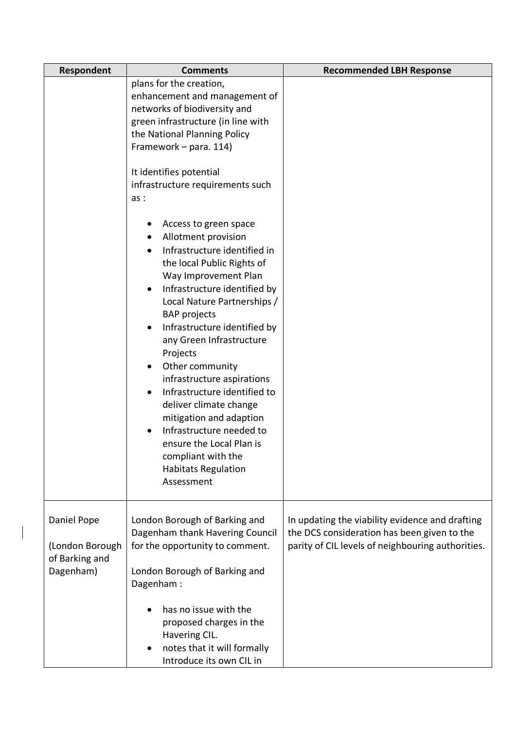| Respondent | Comments | Recommended LBH Response |
| --- | --- | --- |
| | plans for the creation, enhancement and management of networks of biodiversity and green infrastructure (in line with the National Planning Policy Framework – para. 114)<br><br>It identifies potential infrastructure requirements such as :<br><br>• Access to green space<br>• Allotment provision<br>• Infrastructure identified in the local Public Rights of Way Improvement Plan<br>• Infrastructure identified by Local Nature Partnerships / BAP projects<br>• Infrastructure identified by any Green Infrastructure Projects<br>• Other community infrastructure aspirations<br>• Infrastructure identified to deliver climate change mitigation and adaption<br>• Infrastructure needed to ensure the Local Plan is compliant with the Habitats Regulation Assessment | |
| Daniel Pope<br><br>(London Borough of Barking and Dagenham) | London Borough of Barking and Dagenham thank Havering Council for the opportunity to comment.<br><br>London Borough of Barking and Dagenham :<br><br>• has no issue with the proposed charges in the Havering CIL.<br>• notes that it will formally Introduce its own CIL in | In updating the viability evidence and drafting the DCS consideration has been given to the parity of CIL levels of neighbouring authorities. |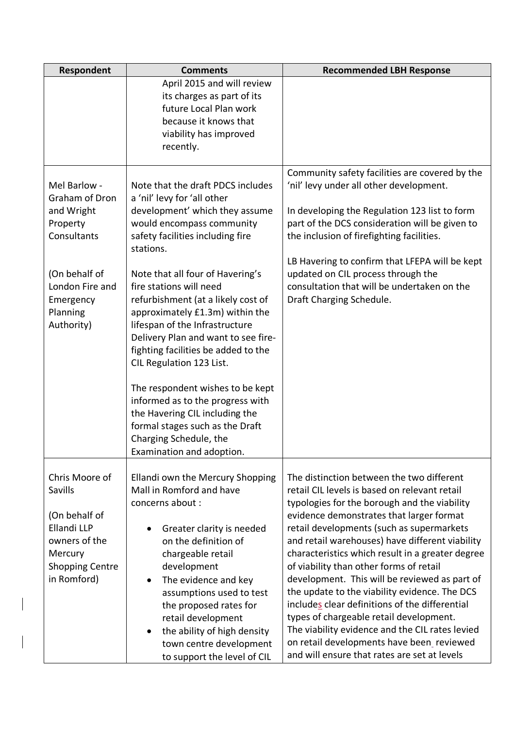| Respondent | Comments | Recommended LBH Response |
|---|---|---|
| | April 2015 and will review its charges as part of its future Local Plan work because it knows that viability has improved recently. | |
| Mel Barlow - Graham of Dron and Wright Property Consultants<br><br>(On behalf of London Fire and Emergency Planning Authority) | Note that the draft PDCS includes a 'nil' levy for 'all other development' which they assume would encompass community safety facilities including fire stations.<br><br>Note that all four of Havering's fire stations will need refurbishment (at a likely cost of approximately £1.3m) within the lifespan of the Infrastructure Delivery Plan and want to see fire-fighting facilities be added to the CIL Regulation 123 List.<br><br>The respondent wishes to be kept informed as to the progress with the Havering CIL including the formal stages such as the Draft Charging Schedule, the Examination and adoption. | Community safety facilities are covered by the 'nil' levy under all other development.<br><br>In developing the Regulation 123 list to form part of the DCS consideration will be given to the inclusion of firefighting facilities.<br><br>LB Havering to confirm that LFEPA will be kept updated on CIL process through the consultation that will be undertaken on the Draft Charging Schedule. |
| Chris Moore of Savills<br><br>(On behalf of Ellandi LLP owners of the Mercury Shopping Centre in Romford) | Ellandi own the Mercury Shopping Mall in Romford and have concerns about :<br><br>• Greater clarity is needed on the definition of chargeable retail development<br>• The evidence and key assumptions used to test the proposed rates for retail development<br>• the ability of high density town centre development to support the level of CIL | The distinction between the two different retail CIL levels is based on relevant retail typologies for the borough and the viability evidence demonstrates that larger format retail developments (such as supermarkets and retail warehouses) have different viability characteristics which result in a greater degree of viability than other forms of retail development. This will be reviewed as part of the update to the viability evidence. The DCS includes clear definitions of the differential types of chargeable retail development.<br>The viability evidence and the CIL rates levied on retail developments have been reviewed and will ensure that rates are set at levels |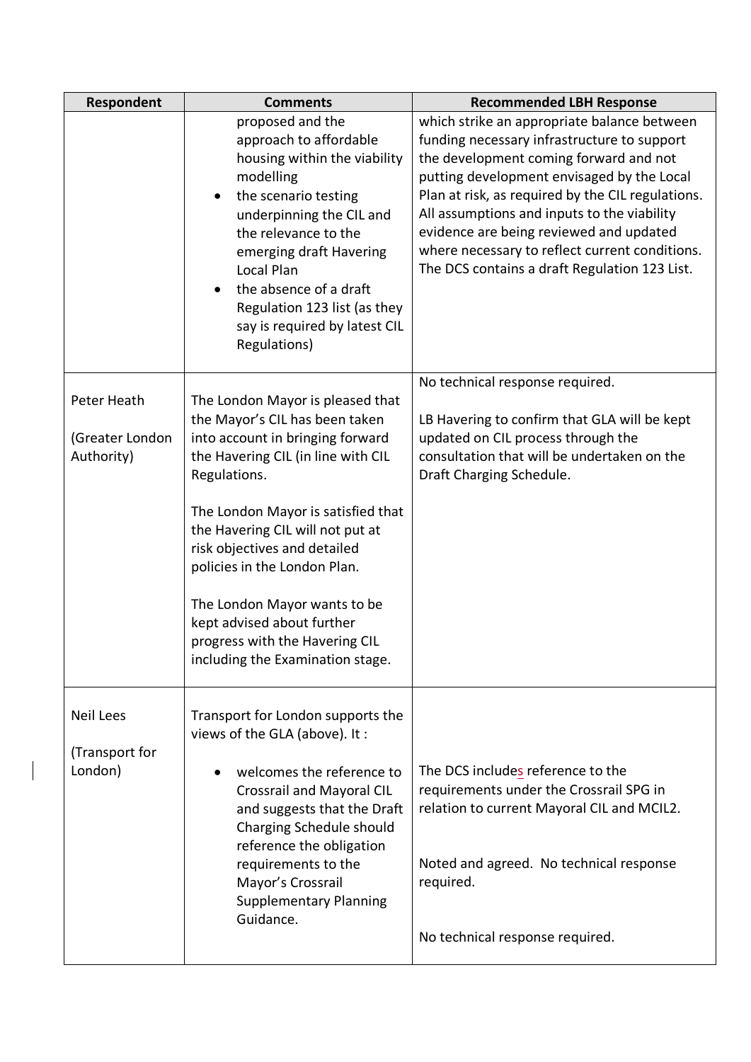| Respondent | Comments | Recommended LBH Response |
|---|---|---|
| | proposed and the approach to affordable housing within the viability modelling<br>• the scenario testing underpinning the CIL and the relevance to the emerging draft Havering Local Plan<br>• the absence of a draft Regulation 123 list (as they say is required by latest CIL Regulations) | which strike an appropriate balance between funding necessary infrastructure to support the development coming forward and not putting development envisaged by the Local Plan at risk, as required by the CIL regulations. All assumptions and inputs to the viability evidence are being reviewed and updated where necessary to reflect current conditions. The DCS contains a draft Regulation 123 List. |
| Peter Heath<br><br>(Greater London Authority) | The London Mayor is pleased that the Mayor's CIL has been taken into account in bringing forward the Havering CIL (in line with CIL Regulations.<br><br>The London Mayor is satisfied that the Havering CIL will not put at risk objectives and detailed policies in the London Plan.<br><br>The London Mayor wants to be kept advised about further progress with the Havering CIL including the Examination stage. | No technical response required.<br><br>LB Havering to confirm that GLA will be kept updated on CIL process through the consultation that will be undertaken on the Draft Charging Schedule. |
| Neil Lees<br><br>(Transport for London) | Transport for London supports the views of the GLA (above). It :<br><br>• welcomes the reference to Crossrail and Mayoral CIL and suggests that the Draft Charging Schedule should reference the obligation requirements to the Mayor's Crossrail Supplementary Planning Guidance. | The DCS includes reference to the requirements under the Crossrail SPG in relation to current Mayoral CIL and MCIL2.<br><br>Noted and agreed. No technical response required.<br><br>No technical response required. |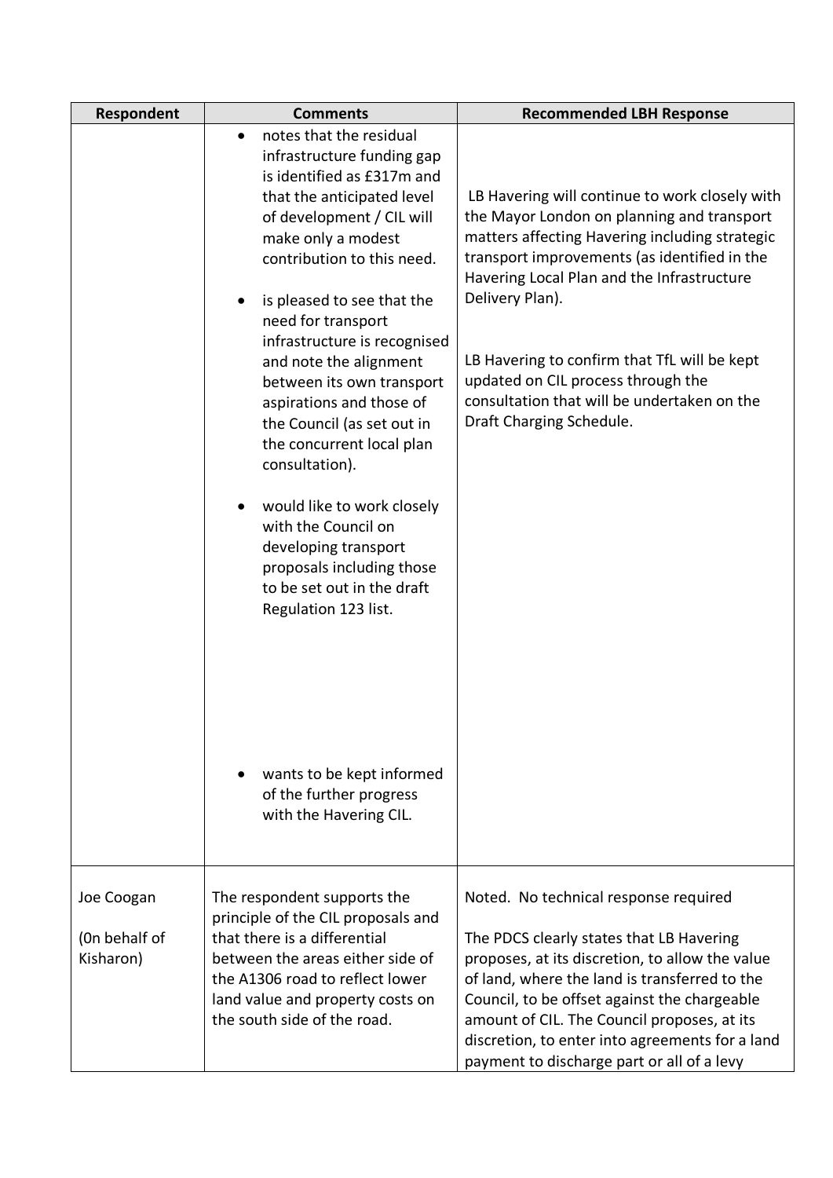| Respondent | Comments | Recommended LBH Response |
| --- | --- | --- |
| | • notes that the residual infrastructure funding gap is identified as £317m and that the anticipated level of development / CIL will make only a modest contribution to this need.<br><br>• is pleased to see that the need for transport infrastructure is recognised and note the alignment between its own transport aspirations and those of the Council (as set out in the concurrent local plan consultation).<br><br>• would like to work closely with the Council on developing transport proposals including those to be set out in the draft Regulation 123 list.<br><br>• wants to be kept informed of the further progress with the Havering CIL. | LB Havering will continue to work closely with the Mayor London on planning and transport matters affecting Havering including strategic transport improvements (as identified in the Havering Local Plan and the Infrastructure Delivery Plan).<br><br>LB Havering to confirm that TfL will be kept updated on CIL process through the consultation that will be undertaken on the Draft Charging Schedule. |
| Joe Coogan<br><br>(0n behalf of Kisharon) | The respondent supports the principle of the CIL proposals and that there is a differential between the areas either side of the A1306 road to reflect lower land value and property costs on the south side of the road. | Noted. No technical response required<br><br>The PDCS clearly states that LB Havering proposes, at its discretion, to allow the value of land, where the land is transferred to the Council, to be offset against the chargeable amount of CIL. The Council proposes, at its discretion, to enter into agreements for a land payment to discharge part or all of a levy |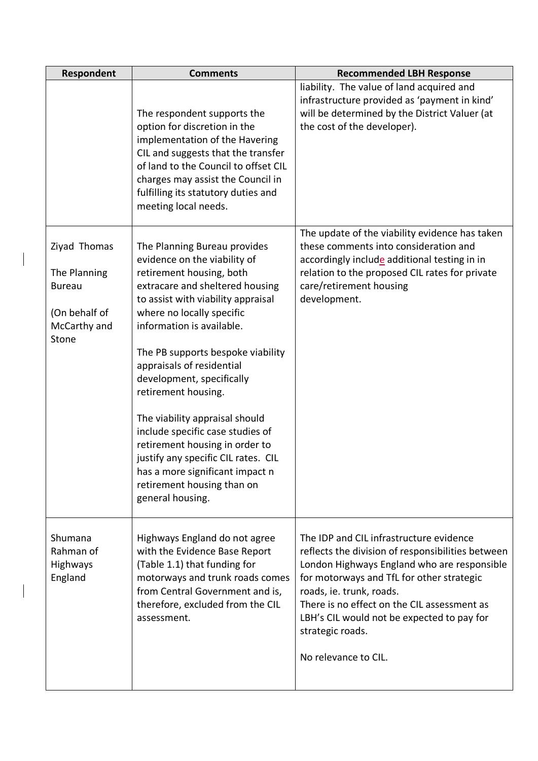| Respondent | Comments | Recommended LBH Response |
|---|---|---|
| | The respondent supports the option for discretion in the implementation of the Havering CIL and suggests that the transfer of land to the Council to offset CIL charges may assist the Council in fulfilling its statutory duties and meeting local needs. | liability. The value of land acquired and infrastructure provided as 'payment in kind' will be determined by the District Valuer (at the cost of the developer). |
| Ziyad Thomas<br><br>The Planning Bureau<br><br>(On behalf of McCarthy and Stone | The Planning Bureau provides evidence on the viability of retirement housing, both extracare and sheltered housing to assist with viability appraisal where no locally specific information is available.<br><br>The PB supports bespoke viability appraisals of residential development, specifically retirement housing.<br><br>The viability appraisal should include specific case studies of retirement housing in order to justify any specific CIL rates. CIL has a more significant impact n retirement housing than on general housing. | The update of the viability evidence has taken these comments into consideration and accordingly include additional testing in in relation to the proposed CIL rates for private care/retirement housing development. |
| Shumana Rahman of Highways England | Highways England do not agree with the Evidence Base Report (Table 1.1) that funding for motorways and trunk roads comes from Central Government and is, therefore, excluded from the CIL assessment. | The IDP and CIL infrastructure evidence reflects the division of responsibilities between London Highways England who are responsible for motorways and TfL for other strategic roads, ie. trunk, roads.<br>There is no effect on the CIL assessment as LBH's CIL would not be expected to pay for strategic roads.<br><br>No relevance to CIL. |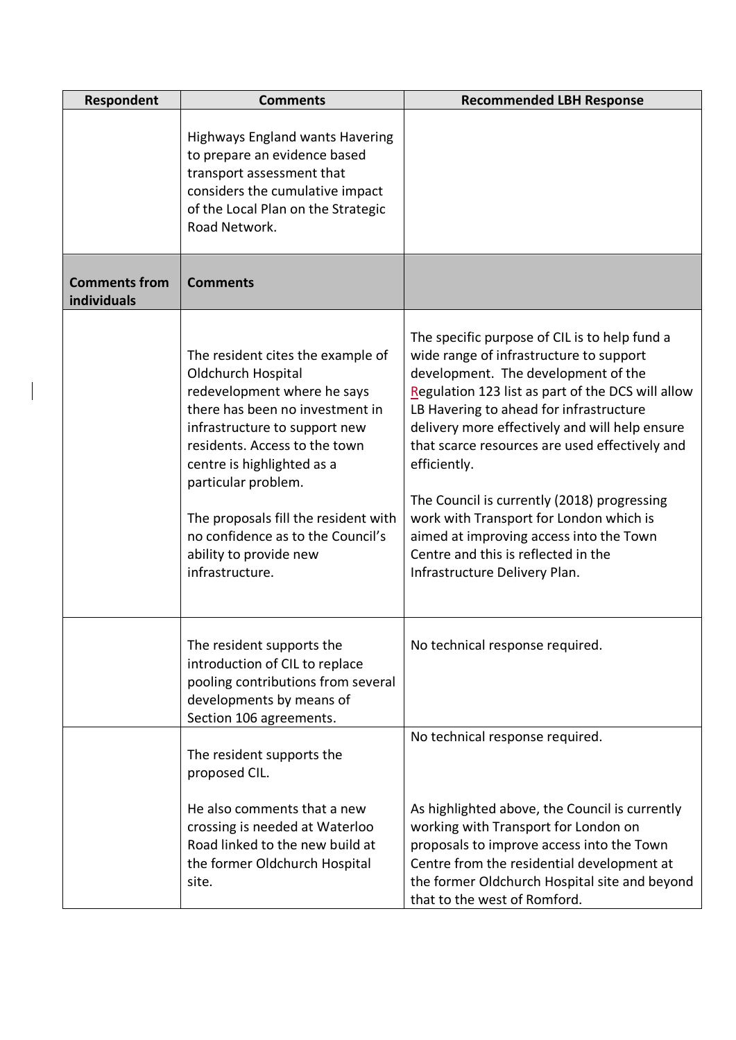| Respondent | Comments | Recommended LBH Response |
|---|---|---|
| | Highways England wants Havering to prepare an evidence based transport assessment that considers the cumulative impact of the Local Plan on the Strategic Road Network. | |
| **Comments from individuals** | **Comments** | |
| | The resident cites the example of Oldchurch Hospital redevelopment where he says there has been no investment in infrastructure to support new residents. Access to the town centre is highlighted as a particular problem.<br><br>The proposals fill the resident with no confidence as to the Council's ability to provide new infrastructure. | The specific purpose of CIL is to help fund a wide range of infrastructure to support development. The development of the Regulation 123 list as part of the DCS will allow LB Havering to ahead for infrastructure delivery more effectively and will help ensure that scarce resources are used effectively and efficiently.<br><br>The Council is currently (2018) progressing work with Transport for London which is aimed at improving access into the Town Centre and this is reflected in the Infrastructure Delivery Plan. |
| | The resident supports the introduction of CIL to replace pooling contributions from several developments by means of Section 106 agreements. | No technical response required. |
| | The resident supports the proposed CIL.<br><br>He also comments that a new crossing is needed at Waterloo Road linked to the new build at the former Oldchurch Hospital site. | No technical response required.<br><br>As highlighted above, the Council is currently working with Transport for London on proposals to improve access into the Town Centre from the residential development at the former Oldchurch Hospital site and beyond that to the west of Romford. |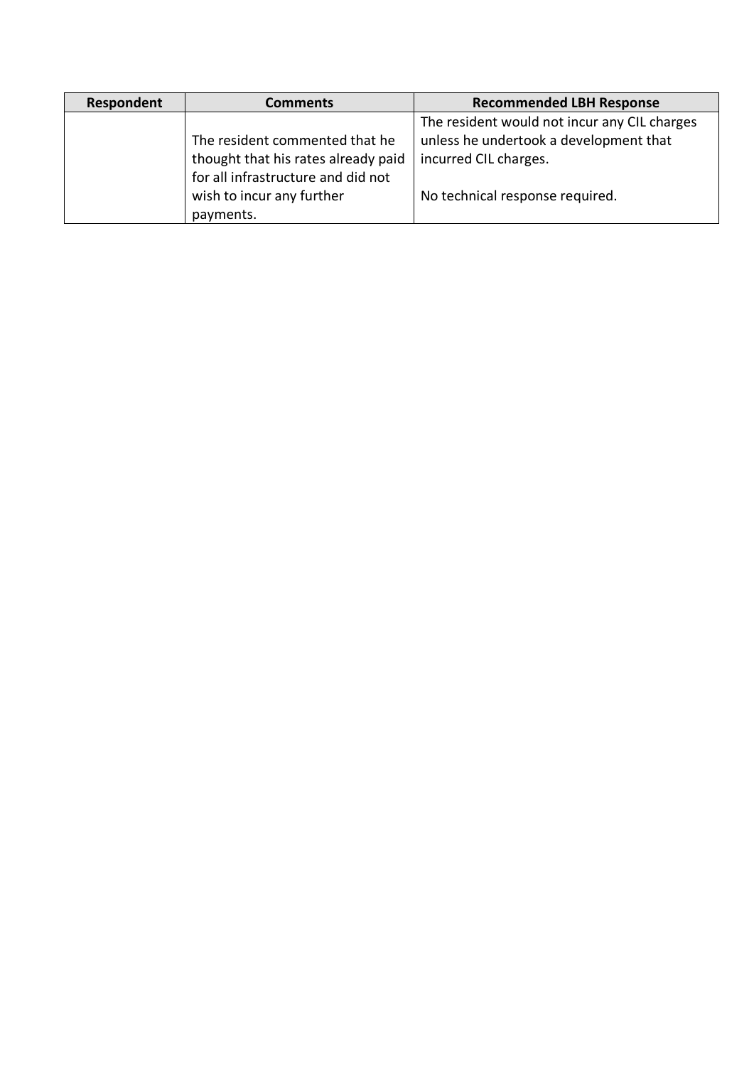| Respondent | Comments | Recommended LBH Response |
| --- | --- | --- |
| | The resident commented that he thought that his rates already paid for all infrastructure and did not wish to incur any further payments. | The resident would not incur any CIL charges unless he undertook a development that incurred CIL charges.<br><br>No technical response required. |